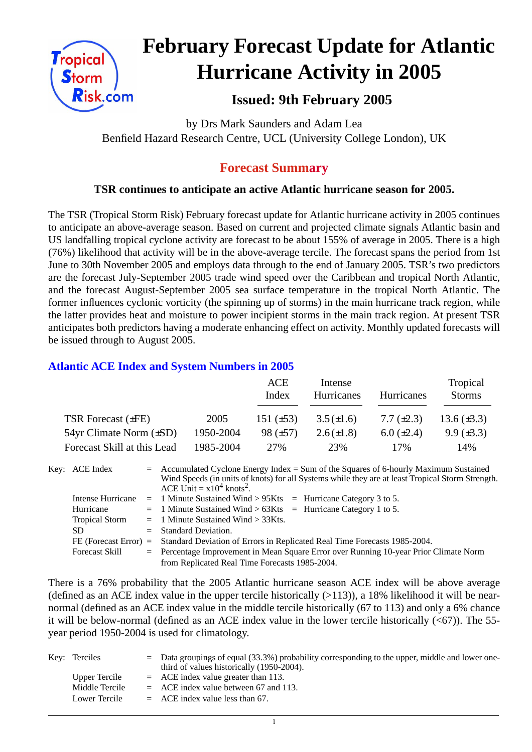# February Forecast Update for Atlantic Hurricane Activity in 2005

### Issued: 9th February 2005

by Drs Mark Saunders and Adam Lea
Benfield Hazard Research Centre, UCL (University College London), UK

## Forecast Summary

**TSR continues to anticipate an active Atlantic hurricane season for 2005.**

The TSR (Tropical Storm Risk) February forecast update for Atlantic hurricane activity in 2005 continues to anticipate an above-average season. Based on current and projected climate signals Atlantic basin and US landfalling tropical cyclone activity are forecast to be about 155% of average in 2005. There is a high (76%) likelihood that activity will be in the above-average tercile. The forecast spans the period from 1st June to 30th November 2005 and employs data through to the end of January 2005. TSR's two predictors are the forecast July-September 2005 trade wind speed over the Caribbean and tropical North Atlantic, and the forecast August-September 2005 sea surface temperature in the tropical North Atlantic. The former influences cyclonic vorticity (the spinning up of storms) in the main hurricane track region, while the latter provides heat and moisture to power incipient storms in the main track region. At present TSR anticipates both predictors having a moderate enhancing effect on activity. Monthly updated forecasts will be issued through to August 2005.

## Atlantic ACE Index and System Numbers in 2005

| | | ACE Index | Intense Hurricanes | Hurricanes | Tropical Storms |
|---|---|---|---|---|---|
| TSR Forecast (±FE) | 2005 | 151 (±53) | 3.5 (±1.6) | 7.7 (±2.3) | 13.6 (±3.3) |
| 54yr Climate Norm (±SD) | 1950-2004 | 98 (±57) | 2.6 (±1.8) | 6.0 (±2.4) | 9.9 (±3.3) |
| Forecast Skill at this Lead | 1985-2004 | 27% | 23% | 17% | 14% |

Key:
- ACE Index = Accumulated Cyclone Energy Index = Sum of the Squares of 6-hourly Maximum Sustained Wind Speeds (in units of knots) for all Systems while they are at least Tropical Storm Strength. ACE Unit = $x10^4$ knots$^2$.
- Intense Hurricane = 1 Minute Sustained Wind > 95Kts = Hurricane Category 3 to 5.
- Hurricane = 1 Minute Sustained Wind > 63Kts = Hurricane Category 1 to 5.
- Tropical Storm = 1 Minute Sustained Wind > 33Kts.
- SD = Standard Deviation.
- FE (Forecast Error) = Standard Deviation of Errors in Replicated Real Time Forecasts 1985-2004.
- Forecast Skill = Percentage Improvement in Mean Square Error over Running 10-year Prior Climate Norm from Replicated Real Time Forecasts 1985-2004.

There is a 76% probability that the 2005 Atlantic hurricane season ACE index will be above average (defined as an ACE index value in the upper tercile historically (>113)), a 18% likelihood it will be near-normal (defined as an ACE index value in the middle tercile historically (67 to 113) and only a 6% chance it will be below-normal (defined as an ACE index value in the lower tercile historically (<67)). The 55-year period 1950-2004 is used for climatology.

Key:
- Terciles = Data groupings of equal (33.3%) probability corresponding to the upper, middle and lower one-third of values historically (1950-2004).
- Upper Tercile = ACE index value greater than 113.
- Middle Tercile = ACE index value between 67 and 113.
- Lower Tercile = ACE index value less than 67.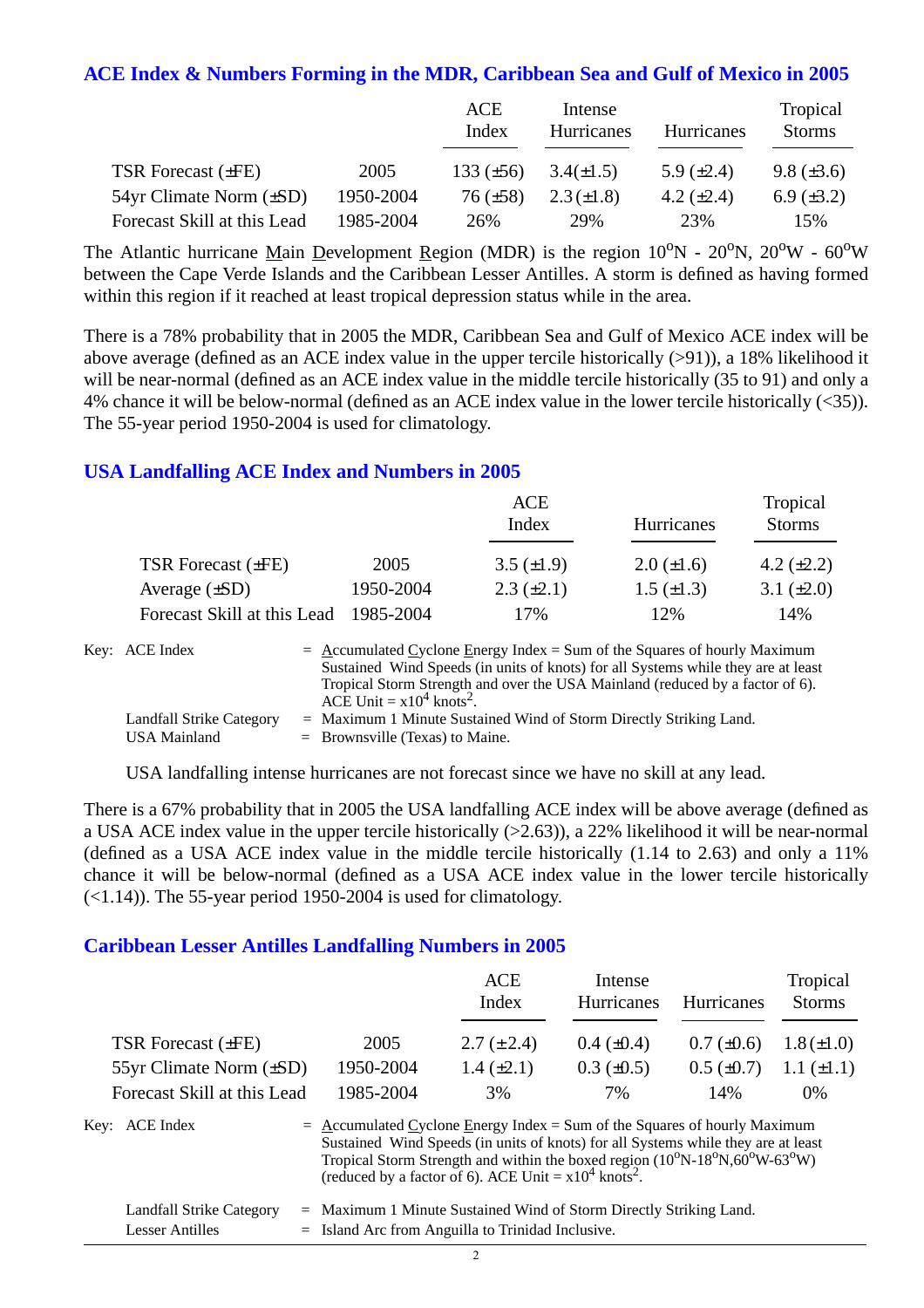## ACE Index & Numbers Forming in the MDR, Caribbean Sea and Gulf of Mexico in 2005

| | | ACE Index | Intense Hurricanes | Hurricanes | Tropical Storms |
|---|---|---|---|---|---|
| TSR Forecast (±FE) | 2005 | 133 (±56) | 3.4(±1.5) | 5.9 (±2.4) | 9.8 (±3.6) |
| 54yr Climate Norm (±SD) | 1950-2004 | 76 (±58) | 2.3 (±1.8) | 4.2 (±2.4) | 6.9 (±3.2) |
| Forecast Skill at this Lead | 1985-2004 | 26% | 29% | 23% | 15% |

The Atlantic hurricane Main Development Region (MDR) is the region $10^oN$ - $20^oN$, $20^oW$ - $60^oW$ between the Cape Verde Islands and the Caribbean Lesser Antilles. A storm is defined as having formed within this region if it reached at least tropical depression status while in the area.

There is a 78% probability that in 2005 the MDR, Caribbean Sea and Gulf of Mexico ACE index will be above average (defined as an ACE index value in the upper tercile historically (>91)), a 18% likelihood it will be near-normal (defined as an ACE index value in the middle tercile historically (35 to 91) and only a 4% chance it will be below-normal (defined as an ACE index value in the lower tercile historically (<35)). The 55-year period 1950-2004 is used for climatology.

## USA Landfalling ACE Index and Numbers in 2005

| | | ACE Index | Hurricanes | Tropical Storms |
|---|---|---|---|---|
| TSR Forecast (±FE) | 2005 | 3.5 (±1.9) | 2.0 (±1.6) | 4.2 (±2.2) |
| Average (±SD) | 1950-2004 | 2.3 (±2.1) | 1.5 (±1.3) | 3.1 (±2.0) |
| Forecast Skill at this Lead | 1985-2004 | 17% | 12% | 14% |

Key: ACE Index = Accumulated Cyclone Energy Index = Sum of the Squares of hourly Maximum Sustained Wind Speeds (in units of knots) for all Systems while they are at least Tropical Storm Strength and over the USA Mainland (reduced by a factor of 6). ACE Unit = $x10^4$ $knots^2$.

Landfall Strike Category = Maximum 1 Minute Sustained Wind of Storm Directly Striking Land.
USA Mainland = Brownsville (Texas) to Maine.

USA landfalling intense hurricanes are not forecast since we have no skill at any lead.

There is a 67% probability that in 2005 the USA landfalling ACE index will be above average (defined as a USA ACE index value in the upper tercile historically (>2.63)), a 22% likelihood it will be near-normal (defined as a USA ACE index value in the middle tercile historically (1.14 to 2.63) and only a 11% chance it will be below-normal (defined as a USA ACE index value in the lower tercile historically (<1.14)). The 55-year period 1950-2004 is used for climatology.

## Caribbean Lesser Antilles Landfalling Numbers in 2005

| | | ACE Index | Intense Hurricanes | Hurricanes | Tropical Storms |
|---|---|---|---|---|---|
| TSR Forecast (±FE) | 2005 | 2.7 (±2.4) | 0.4 (±0.4) | 0.7 (±0.6) | 1.8 (±1.0) |
| 55yr Climate Norm (±SD) | 1950-2004 | 1.4 (±2.1) | 0.3 (±0.5) | 0.5 (±0.7) | 1.1 (±1.1) |
| Forecast Skill at this Lead | 1985-2004 | 3% | 7% | 14% | 0% |

Key: ACE Index = Accumulated Cyclone Energy Index = Sum of the Squares of hourly Maximum Sustained Wind Speeds (in units of knots) for all Systems while they are at least Tropical Storm Strength and within the boxed region ($10^oN$-$18^oN$,$60^oW$-$63^oW$) (reduced by a factor of 6). ACE Unit = $x10^4$ $knots^2$.

Landfall Strike Category = Maximum 1 Minute Sustained Wind of Storm Directly Striking Land.
Lesser Antilles = Island Arc from Anguilla to Trinidad Inclusive.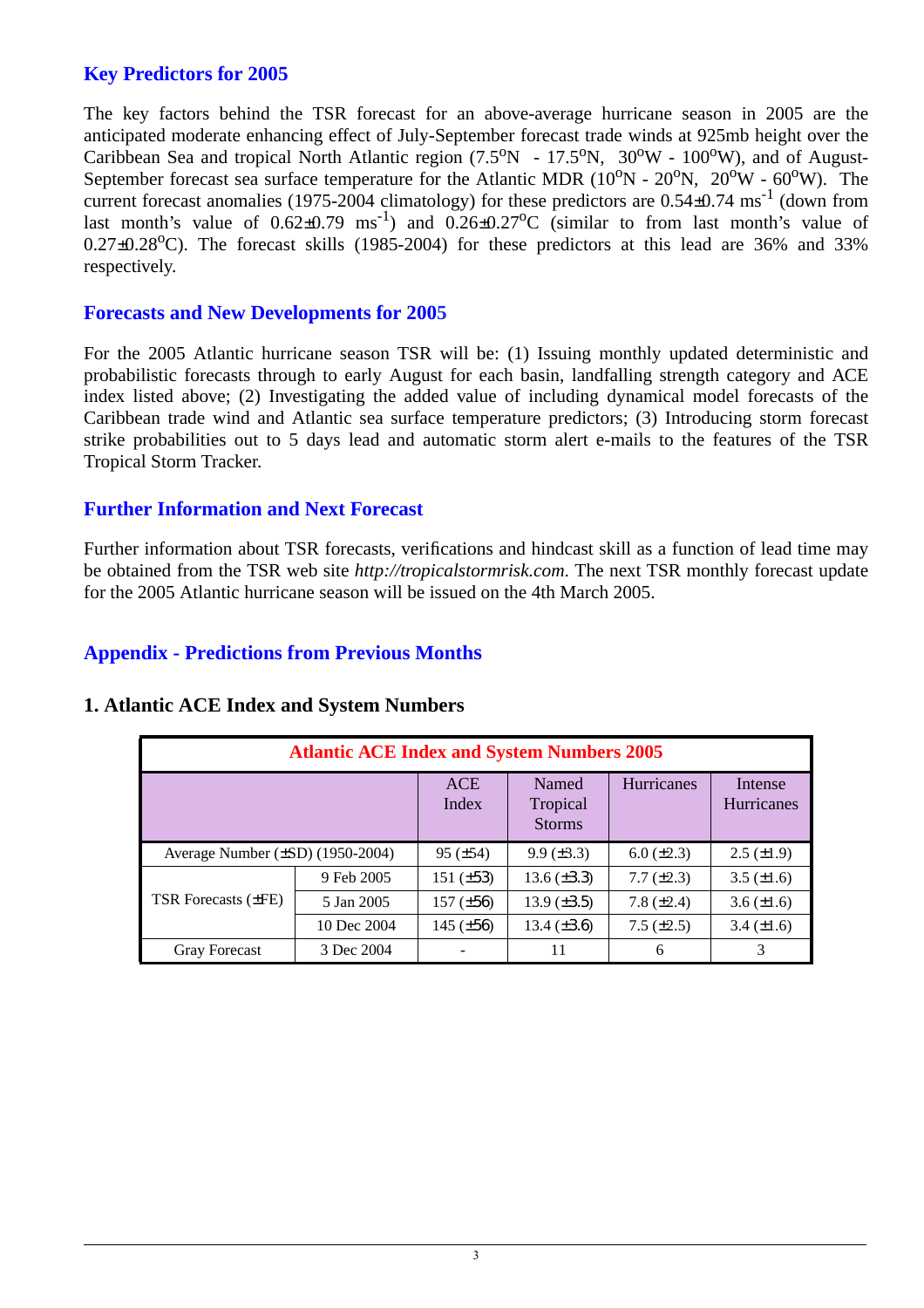## Key Predictors for 2005

The key factors behind the TSR forecast for an above-average hurricane season in 2005 are the anticipated moderate enhancing effect of July-September forecast trade winds at 925mb height over the Caribbean Sea and tropical North Atlantic region (7.5$^o$N - 17.5$^o$N, 30$^o$W - 100$^o$W), and of August-September forecast sea surface temperature for the Atlantic MDR (10$^o$N - 20$^o$N, 20$^o$W - 60$^o$W). The current forecast anomalies (1975-2004 climatology) for these predictors are 0.54±0.74 $ms^{-1}$ (down from last month's value of 0.62±0.79 $ms^{-1}$) and 0.26±0.27$^o$C (similar to from last month's value of 0.27±0.28$^o$C). The forecast skills (1985-2004) for these predictors at this lead are 36% and 33% respectively.

## Forecasts and New Developments for 2005

For the 2005 Atlantic hurricane season TSR will be: (1) Issuing monthly updated deterministic and probabilistic forecasts through to early August for each basin, landfalling strength category and ACE index listed above; (2) Investigating the added value of including dynamical model forecasts of the Caribbean trade wind and Atlantic sea surface temperature predictors; (3) Introducing storm forecast strike probabilities out to 5 days lead and automatic storm alert e-mails to the features of the TSR Tropical Storm Tracker.

## Further Information and Next Forecast

Further information about TSR forecasts, verifications and hindcast skill as a function of lead time may be obtained from the TSR web site *http://tropicalstormrisk.com*. The next TSR monthly forecast update for the 2005 Atlantic hurricane season will be issued on the 4th March 2005.

## Appendix - Predictions from Previous Months

### 1. Atlantic ACE Index and System Numbers

| Atlantic ACE Index and System Numbers 2005 | | | | | |
|---|---|---|---|---|---|
| | | ACE Index | Named Tropical Storms | Hurricanes | Intense Hurricanes |
| Average Number (±SD) (1950-2004) | | 95 (±54) | 9.9 (±3.3) | 6.0 (±2.3) | 2.5 (±1.9) |
| TSR Forecasts (±FE) | 9 Feb 2005 | 151 (±53) | 13.6 (±3.3) | 7.7 (±2.3) | 3.5 (±1.6) |
| | 5 Jan 2005 | 157 (±56) | 13.9 (±3.5) | 7.8 (±2.4) | 3.6 (±1.6) |
| | 10 Dec 2004 | 145 (±56) | 13.4 (±3.6) | 7.5 (±2.5) | 3.4 (±1.6) |
| Gray Forecast | 3 Dec 2004 | - | 11 | 6 | 3 |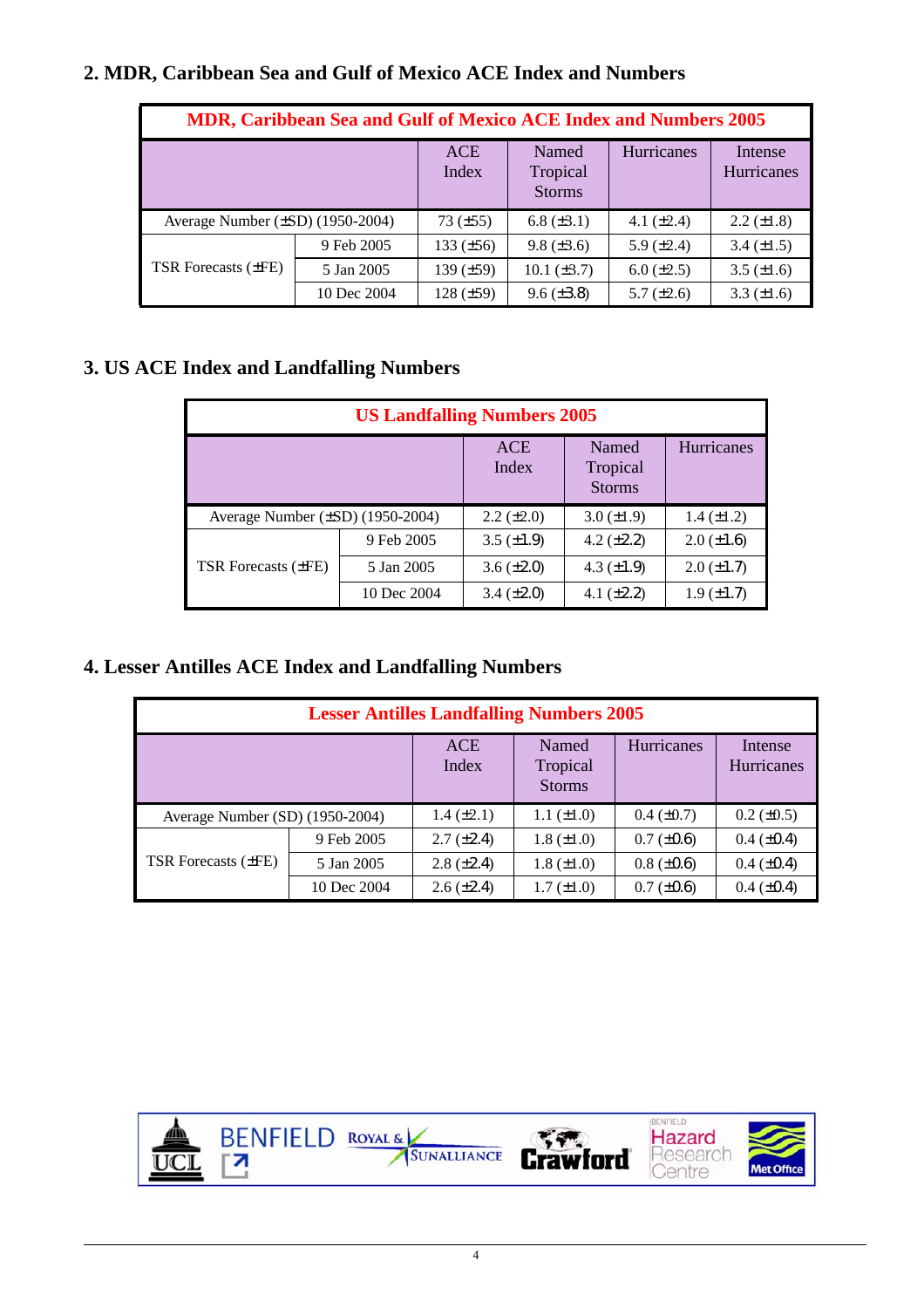## 2. MDR, Caribbean Sea and Gulf of Mexico ACE Index and Numbers

| MDR, Caribbean Sea and Gulf of Mexico ACE Index and Numbers 2005 | | | | | |
|---|---|---|---|---|---|
| | | ACE Index | Named Tropical Storms | Hurricanes | Intense Hurricanes |
| Average Number (±SD) (1950-2004) | | 73 (±55) | 6.8 (±3.1) | 4.1 (±2.4) | 2.2 (±1.8) |
| TSR Forecasts (±FE) | 9 Feb 2005 | 133 (±56) | 9.8 (±3.6) | 5.9 (±2.4) | 3.4 (±1.5) |
| | 5 Jan 2005 | 139 (±59) | 10.1 (±3.7) | 6.0 (±2.5) | 3.5 (±1.6) |
| | 10 Dec 2004 | 128 (±59) | 9.6 (±3.8) | 5.7 (±2.6) | 3.3 (±1.6) |

## 3. US ACE Index and Landfalling Numbers

| US Landfalling Numbers 2005 | | | | |
|---|---|---|---|---|
| | | ACE Index | Named Tropical Storms | Hurricanes |
| Average Number (±SD) (1950-2004) | | 2.2 (±2.0) | 3.0 (±1.9) | 1.4 (±1.2) |
| TSR Forecasts (±FE) | 9 Feb 2005 | 3.5 (±1.9) | 4.2 (±2.2) | 2.0 (±1.6) |
| | 5 Jan 2005 | 3.6 (±2.0) | 4.3 (±1.9) | 2.0 (±1.7) |
| | 10 Dec 2004 | 3.4 (±2.0) | 4.1 (±2.2) | 1.9 (±1.7) |

## 4. Lesser Antilles ACE Index and Landfalling Numbers

| Lesser Antilles Landfalling Numbers 2005 | | | | | |
|---|---|---|---|---|---|
| | | ACE Index | Named Tropical Storms | Hurricanes | Intense Hurricanes |
| Average Number (SD) (1950-2004) | | 1.4 (±2.1) | 1.1 (±1.0) | 0.4 (±0.7) | 0.2 (±0.5) |
| TSR Forecasts (±FE) | 9 Feb 2005 | 2.7 (±2.4) | 1.8 (±1.0) | 0.7 (±0.6) | 0.4 (±0.4) |
| | 5 Jan 2005 | 2.8 (±2.4) | 1.8 (±1.0) | 0.8 (±0.6) | 0.4 (±0.4) |
| | 10 Dec 2004 | 2.6 (±2.4) | 1.7 (±1.0) | 0.7 (±0.6) | 0.4 (±0.4) |

UCL | BENFIELD | ROYAL & SUNALLIANCE | Crawford | BENFIELD Hazard Research Centre | Met Office